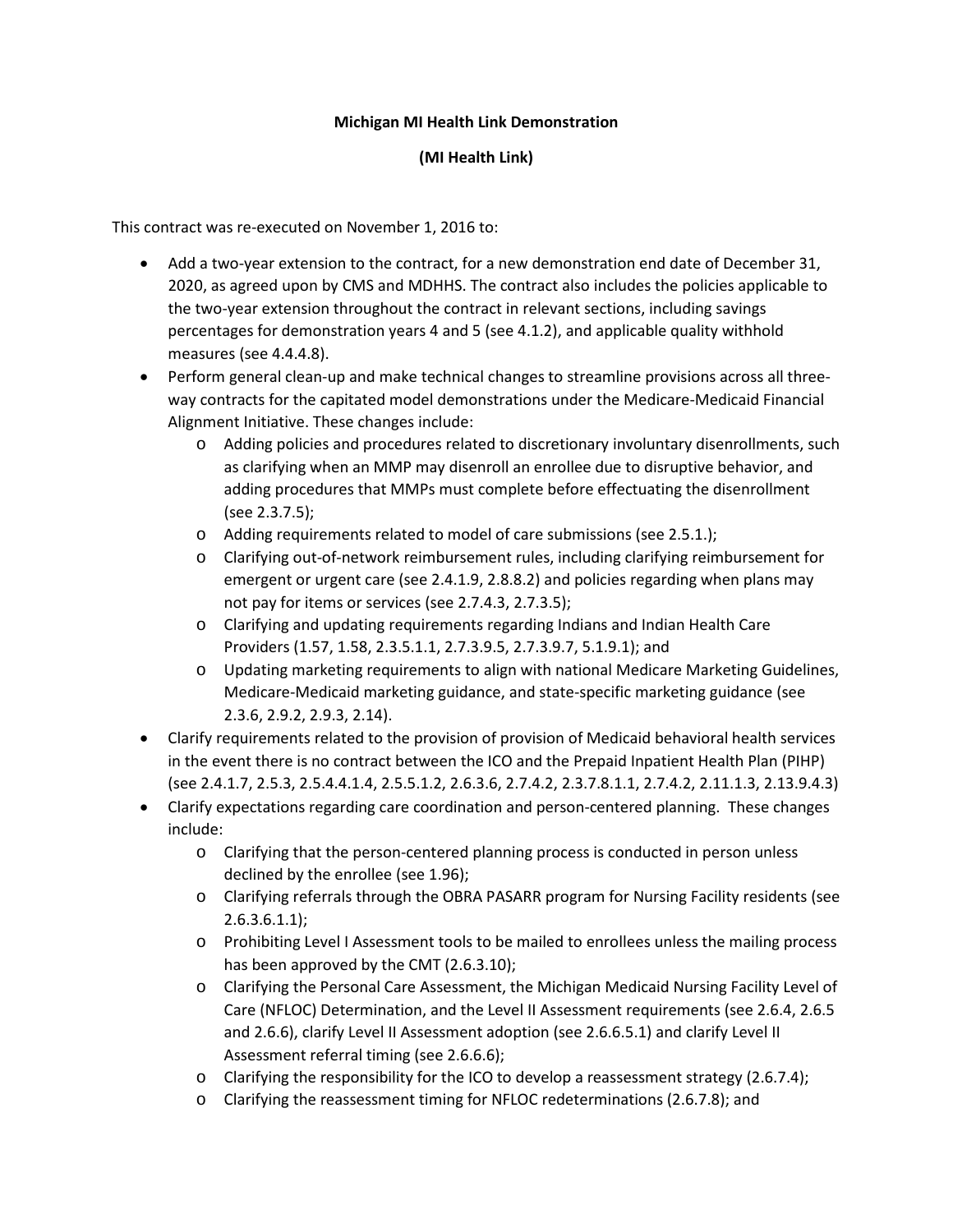**Michigan MI Health Link Demonstration**

**(MI Health Link)**

This contract was re-executed on November 1, 2016 to:

- Add a two-year extension to the contract, for a new demonstration end date of December 31, 2020, as agreed upon by CMS and MDHHS. The contract also includes the policies applicable to the two-year extension throughout the contract in relevant sections, including savings percentages for demonstration years 4 and 5 (see 4.1.2), and applicable quality withhold measures (see 4.4.4.8).
- Perform general clean-up and make technical changes to streamline provisions across all three-way contracts for the capitated model demonstrations under the Medicare-Medicaid Financial Alignment Initiative. These changes include:
    - Adding policies and procedures related to discretionary involuntary disenrollments, such as clarifying when an MMP may disenroll an enrollee due to disruptive behavior, and adding procedures that MMPs must complete before effectuating the disenrollment (see 2.3.7.5);
    - Adding requirements related to model of care submissions (see 2.5.1.);
    - Clarifying out-of-network reimbursement rules, including clarifying reimbursement for emergent or urgent care (see 2.4.1.9, 2.8.8.2) and policies regarding when plans may not pay for items or services (see 2.7.4.3, 2.7.3.5);
    - Clarifying and updating requirements regarding Indians and Indian Health Care Providers (1.57, 1.58, 2.3.5.1.1, 2.7.3.9.5, 2.7.3.9.7, 5.1.9.1); and
    - Updating marketing requirements to align with national Medicare Marketing Guidelines, Medicare-Medicaid marketing guidance, and state-specific marketing guidance (see 2.3.6, 2.9.2, 2.9.3, 2.14).
- Clarify requirements related to the provision of provision of Medicaid behavioral health services in the event there is no contract between the ICO and the Prepaid Inpatient Health Plan (PIHP) (see 2.4.1.7, 2.5.3, 2.5.4.4.1.4, 2.5.5.1.2, 2.6.3.6, 2.7.4.2, 2.3.7.8.1.1, 2.7.4.2, 2.11.1.3, 2.13.9.4.3)
- Clarify expectations regarding care coordination and person-centered planning. These changes include:
    - Clarifying that the person-centered planning process is conducted in person unless declined by the enrollee (see 1.96);
    - Clarifying referrals through the OBRA PASARR program for Nursing Facility residents (see 2.6.3.6.1.1);
    - Prohibiting Level I Assessment tools to be mailed to enrollees unless the mailing process has been approved by the CMT (2.6.3.10);
    - Clarifying the Personal Care Assessment, the Michigan Medicaid Nursing Facility Level of Care (NFLOC) Determination, and the Level II Assessment requirements (see 2.6.4, 2.6.5 and 2.6.6), clarify Level II Assessment adoption (see 2.6.6.5.1) and clarify Level II Assessment referral timing (see 2.6.6.6);
    - Clarifying the responsibility for the ICO to develop a reassessment strategy (2.6.7.4);
    - Clarifying the reassessment timing for NFLOC redeterminations (2.6.7.8); and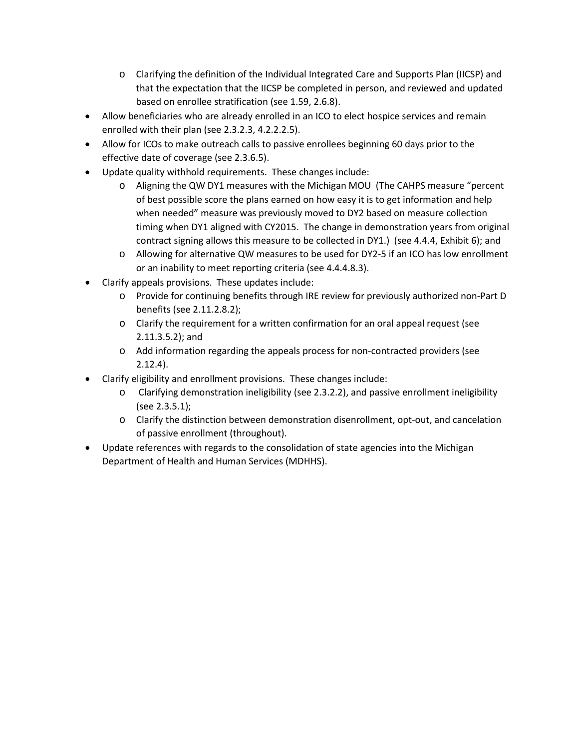- Clarifying the definition of the Individual Integrated Care and Supports Plan (IICSP) and that the expectation that the IICSP be completed in person, and reviewed and updated based on enrollee stratification (see 1.59, 2.6.8).
- Allow beneficiaries who are already enrolled in an ICO to elect hospice services and remain enrolled with their plan (see 2.3.2.3, 4.2.2.2.5).
- Allow for ICOs to make outreach calls to passive enrollees beginning 60 days prior to the effective date of coverage (see 2.3.6.5).
- Update quality withhold requirements. These changes include:
  - Aligning the QW DY1 measures with the Michigan MOU (The CAHPS measure "percent of best possible score the plans earned on how easy it is to get information and help when needed" measure was previously moved to DY2 based on measure collection timing when DY1 aligned with CY2015. The change in demonstration years from original contract signing allows this measure to be collected in DY1.) (see 4.4.4, Exhibit 6); and
  - Allowing for alternative QW measures to be used for DY2-5 if an ICO has low enrollment or an inability to meet reporting criteria (see 4.4.4.8.3).
- Clarify appeals provisions. These updates include:
  - Provide for continuing benefits through IRE review for previously authorized non-Part D benefits (see 2.11.2.8.2);
  - Clarify the requirement for a written confirmation for an oral appeal request (see 2.11.3.5.2); and
  - Add information regarding the appeals process for non-contracted providers (see 2.12.4).
- Clarify eligibility and enrollment provisions. These changes include:
  - Clarifying demonstration ineligibility (see 2.3.2.2), and passive enrollment ineligibility (see 2.3.5.1);
  - Clarify the distinction between demonstration disenrollment, opt-out, and cancelation of passive enrollment (throughout).
- Update references with regards to the consolidation of state agencies into the Michigan Department of Health and Human Services (MDHHS).